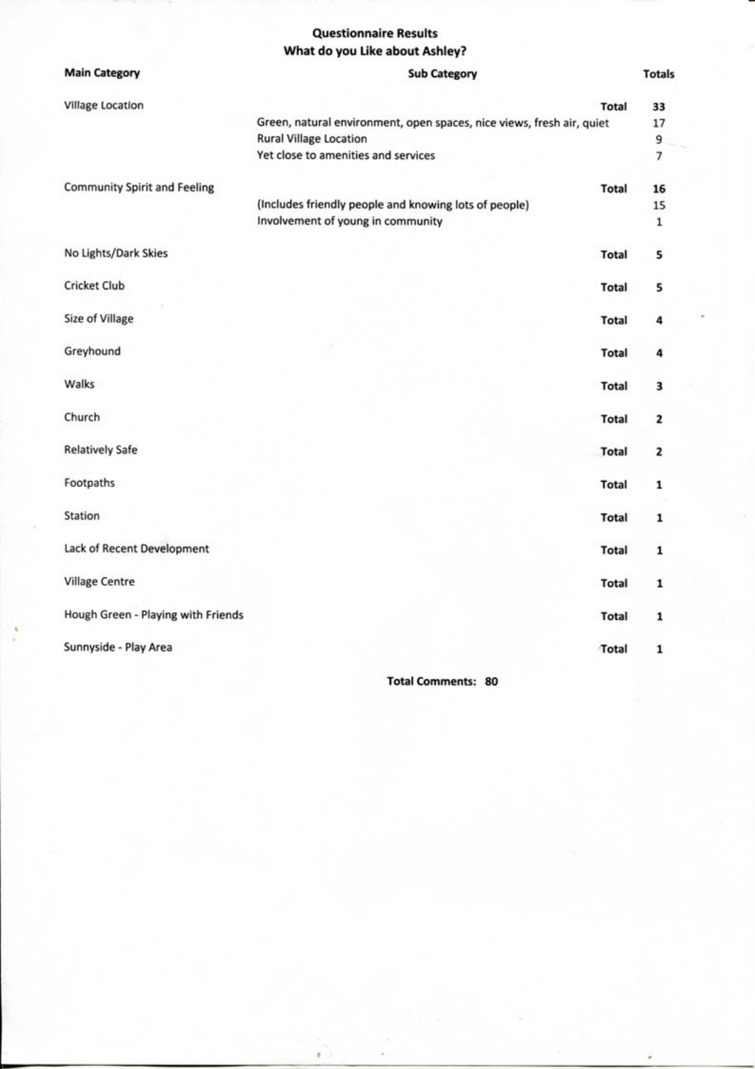# Questionnaire Results

## What do you Like about Ashley?

| Main Category | Sub Category | Totals |
|---|---|---|
| Village Location | **Total** | **33** |
| | Green, natural environment, open spaces, nice views, fresh air, quiet | 17 |
| | Rural Village Location | 9 |
| | Yet close to amenities and services | 7 |
| Community Spirit and Feeling | **Total** | **16** |
| | (Includes friendly people and knowing lots of people) | 15 |
| | Involvement of young in community | 1 |
| No Lights/Dark Skies | **Total** | **5** |
| Cricket Club | **Total** | **5** |
| Size of Village | **Total** | **4** |
| Greyhound | **Total** | **4** |
| Walks | **Total** | **3** |
| Church | **Total** | **2** |
| Relatively Safe | **Total** | **2** |
| Footpaths | **Total** | **1** |
| Station | **Total** | **1** |
| Lack of Recent Development | **Total** | **1** |
| Village Centre | **Total** | **1** |
| Hough Green - Playing with Friends | **Total** | **1** |
| Sunnyside - Play Area | **Total** | **1** |

**Total Comments: 80**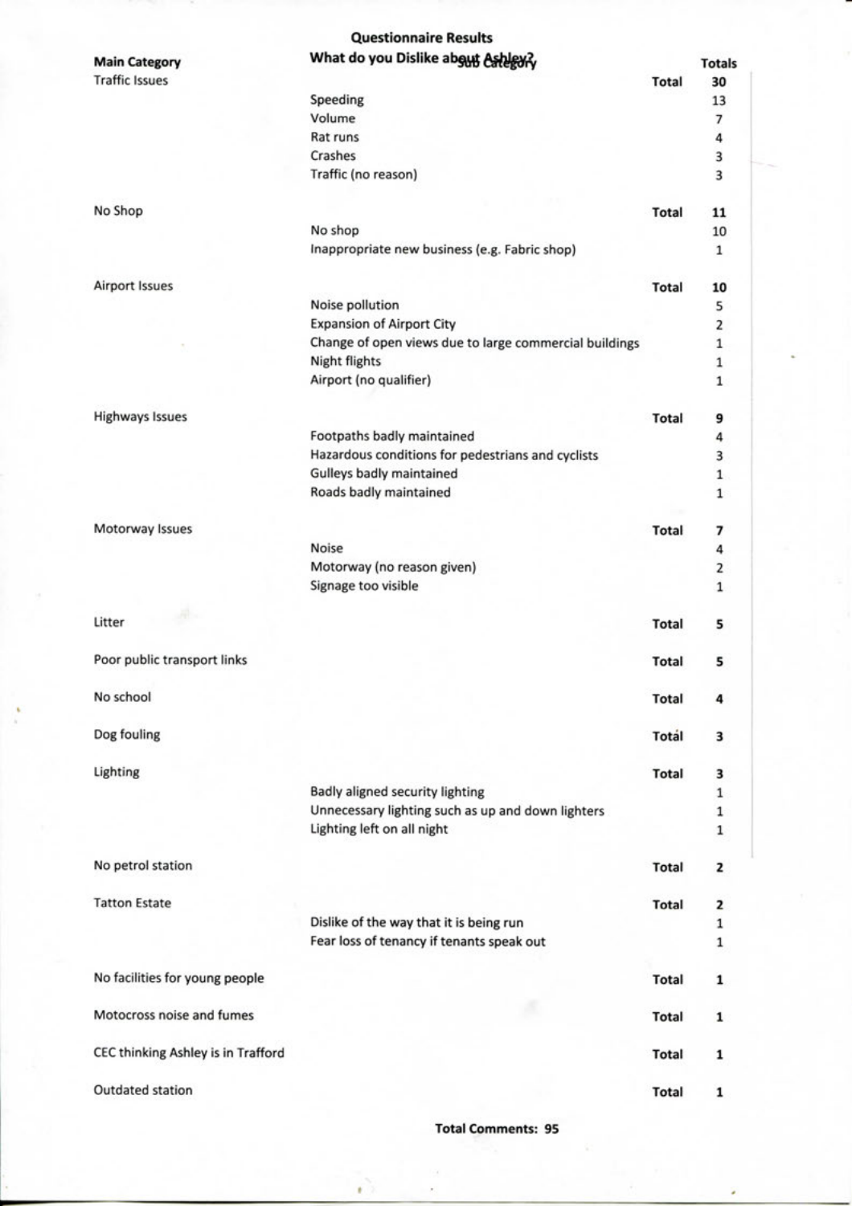## Questionnaire Results

### What do you Dislike about Ashley?

| Main Category | Sub Category | | Totals |
|---|---|---|---|
| Traffic Issues | | Total | **30** |
| | Speeding | | 13 |
| | Volume | | 7 |
| | Rat runs | | 4 |
| | Crashes | | 3 |
| | Traffic (no reason) | | 3 |
| No Shop | | Total | **11** |
| | No shop | | 10 |
| | Inappropriate new business (e.g. Fabric shop) | | 1 |
| Airport Issues | | Total | **10** |
| | Noise pollution | | 5 |
| | Expansion of Airport City | | 2 |
| | Change of open views due to large commercial buildings | | 1 |
| | Night flights | | 1 |
| | Airport (no qualifier) | | 1 |
| Highways Issues | | Total | **9** |
| | Footpaths badly maintained | | 4 |
| | Hazardous conditions for pedestrians and cyclists | | 3 |
| | Gulleys badly maintained | | 1 |
| | Roads badly maintained | | 1 |
| Motorway Issues | | Total | **7** |
| | Noise | | 4 |
| | Motorway (no reason given) | | 2 |
| | Signage too visible | | 1 |
| Litter | | Total | **5** |
| Poor public transport links | | Total | **5** |
| No school | | Total | **4** |
| Dog fouling | | Total | **3** |
| Lighting | | Total | **3** |
| | Badly aligned security lighting | | 1 |
| | Unnecessary lighting such as up and down lighters | | 1 |
| | Lighting left on all night | | 1 |
| No petrol station | | Total | **2** |
| Tatton Estate | | Total | **2** |
| | Dislike of the way that it is being run | | 1 |
| | Fear loss of tenancy if tenants speak out | | 1 |
| No facilities for young people | | Total | **1** |
| Motocross noise and fumes | | Total | **1** |
| CEC thinking Ashley is in Trafford | | Total | **1** |
| Outdated station | | Total | **1** |

**Total Comments: 95**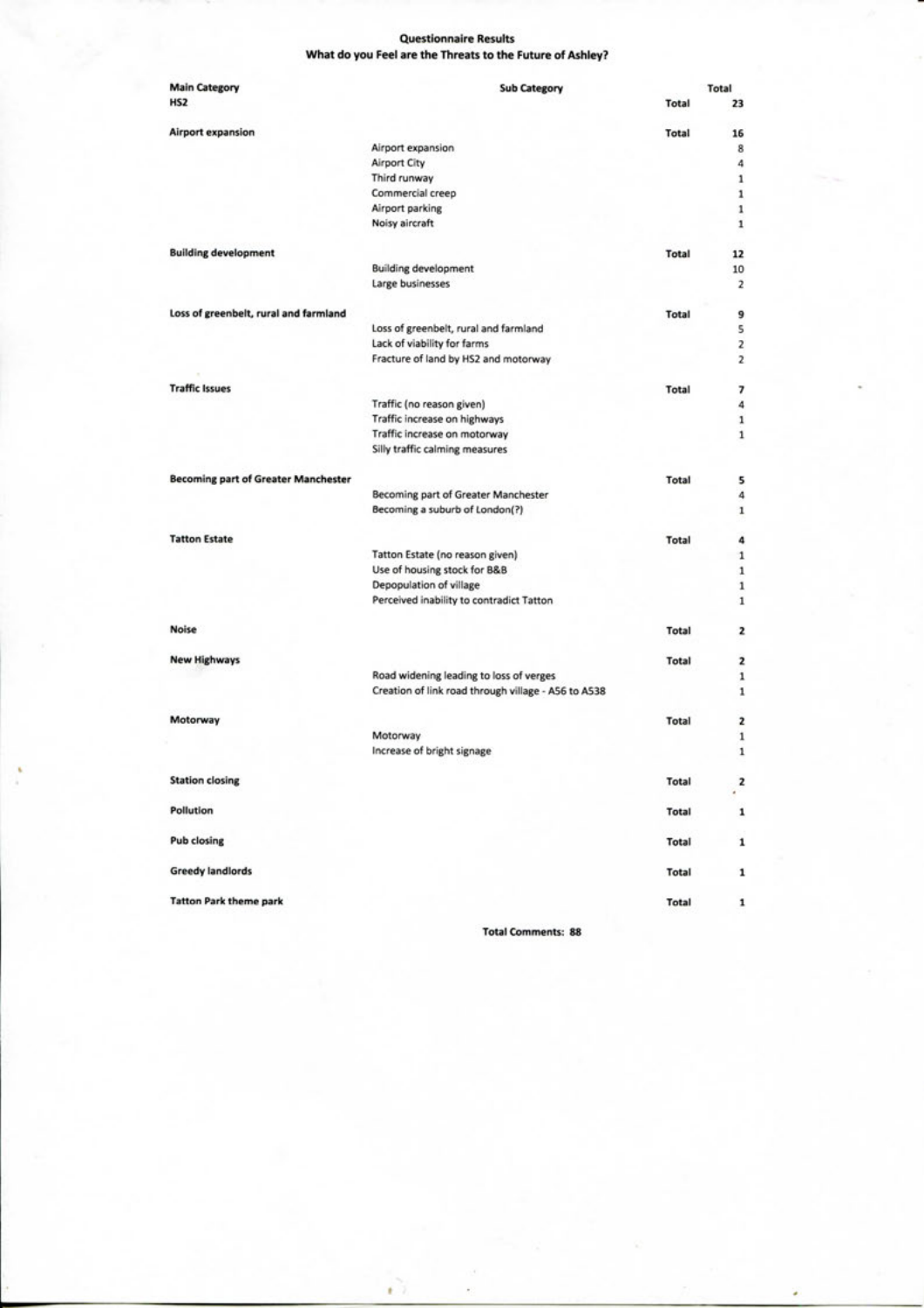**Questionnaire Results**
**What do you Feel are the Threats to the Future of Ashley?**

| Main Category | Sub Category | | Total |
|---|---|---|---|
| **HS2** | | **Total** | **23** |
| **Airport expansion** | | **Total** | **16** |
| | Airport expansion | | 8 |
| | Airport City | | 4 |
| | Third runway | | 1 |
| | Commercial creep | | 1 |
| | Airport parking | | 1 |
| | Noisy aircraft | | 1 |
| **Building development** | | **Total** | **12** |
| | Building development | | 10 |
| | Large businesses | | 2 |
| **Loss of greenbelt, rural and farmland** | | **Total** | **9** |
| | Loss of greenbelt, rural and farmland | | 5 |
| | Lack of viability for farms | | 2 |
| | Fracture of land by HS2 and motorway | | 2 |
| **Traffic Issues** | | **Total** | **7** |
| | Traffic (no reason given) | | 4 |
| | Traffic increase on highways | | 1 |
| | Traffic increase on motorway | | 1 |
| | Silly traffic calming measures | | |
| **Becoming part of Greater Manchester** | | **Total** | **5** |
| | Becoming part of Greater Manchester | | 4 |
| | Becoming a suburb of London(?) | | 1 |
| **Tatton Estate** | | **Total** | **4** |
| | Tatton Estate (no reason given) | | 1 |
| | Use of housing stock for B&B | | 1 |
| | Depopulation of village | | 1 |
| | Perceived inability to contradict Tatton | | 1 |
| **Noise** | | **Total** | **2** |
| **New Highways** | | **Total** | **2** |
| | Road widening leading to loss of verges | | 1 |
| | Creation of link road through village - A56 to A538 | | 1 |
| **Motorway** | | **Total** | **2** |
| | Motorway | | 1 |
| | Increase of bright signage | | 1 |
| **Station closing** | | **Total** | **2** |
| **Pollution** | | **Total** | **1** |
| **Pub closing** | | **Total** | **1** |
| **Greedy landlords** | | **Total** | **1** |
| **Tatton Park theme park** | | **Total** | **1** |

**Total Comments: 88**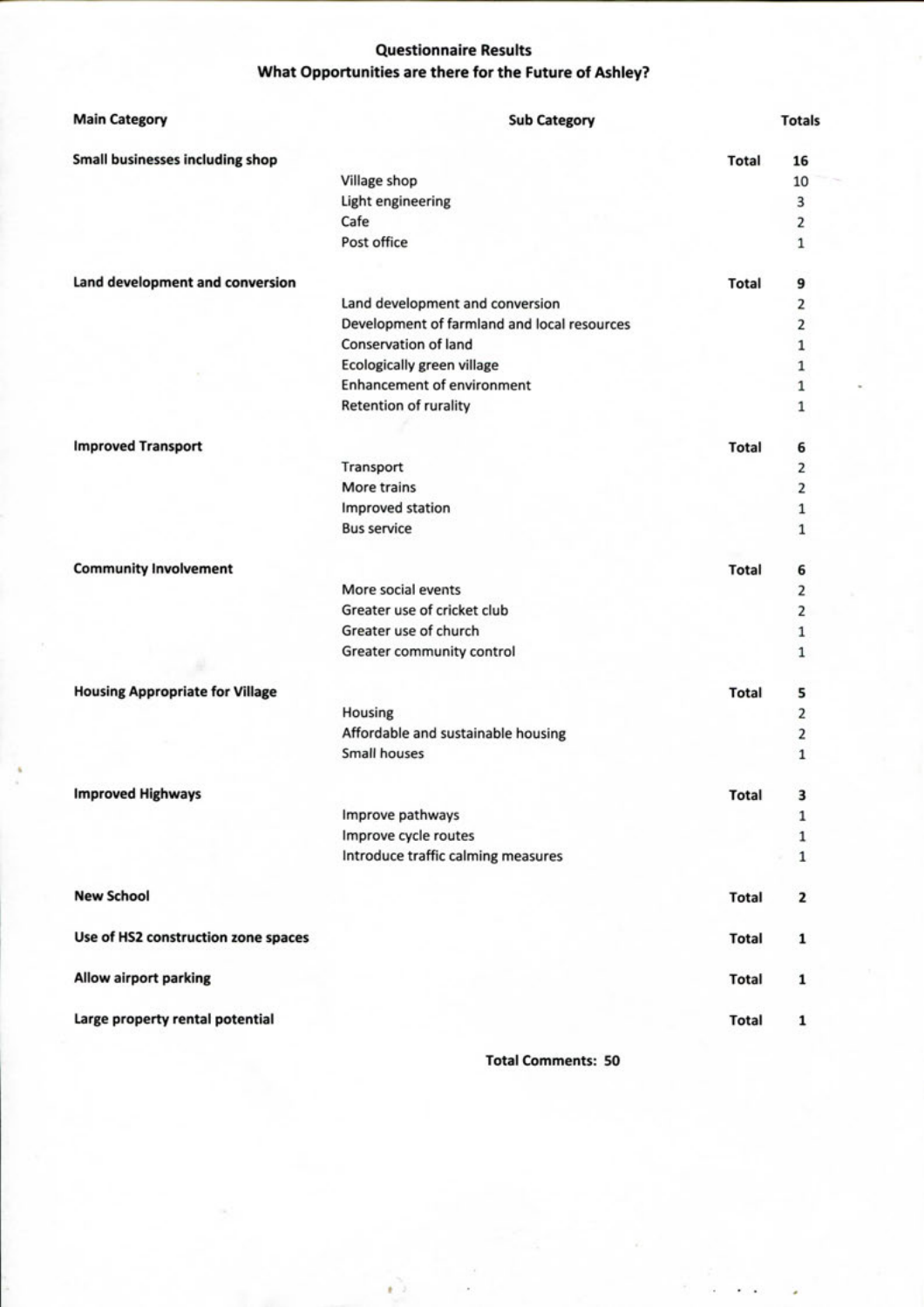## Questionnaire Results
## What Opportunities are there for the Future of Ashley?

| Main Category | Sub Category | | Totals |
|---|---|---|---|
| **Small businesses including shop** | | **Total** | **16** |
| | Village shop | | 10 |
| | Light engineering | | 3 |
| | Cafe | | 2 |
| | Post office | | 1 |
| **Land development and conversion** | | **Total** | **9** |
| | Land development and conversion | | 2 |
| | Development of farmland and local resources | | 2 |
| | Conservation of land | | 1 |
| | Ecologically green village | | 1 |
| | Enhancement of environment | | 1 |
| | Retention of rurality | | 1 |
| **Improved Transport** | | **Total** | **6** |
| | Transport | | 2 |
| | More trains | | 2 |
| | Improved station | | 1 |
| | Bus service | | 1 |
| **Community Involvement** | | **Total** | **6** |
| | More social events | | 2 |
| | Greater use of cricket club | | 2 |
| | Greater use of church | | 1 |
| | Greater community control | | 1 |
| **Housing Appropriate for Village** | | **Total** | **5** |
| | Housing | | 2 |
| | Affordable and sustainable housing | | 2 |
| | Small houses | | 1 |
| **Improved Highways** | | **Total** | **3** |
| | Improve pathways | | 1 |
| | Improve cycle routes | | 1 |
| | Introduce traffic calming measures | | 1 |
| **New School** | | **Total** | **2** |
| **Use of HS2 construction zone spaces** | | **Total** | **1** |
| **Allow airport parking** | | **Total** | **1** |
| **Large property rental potential** | | **Total** | **1** |

**Total Comments: 50**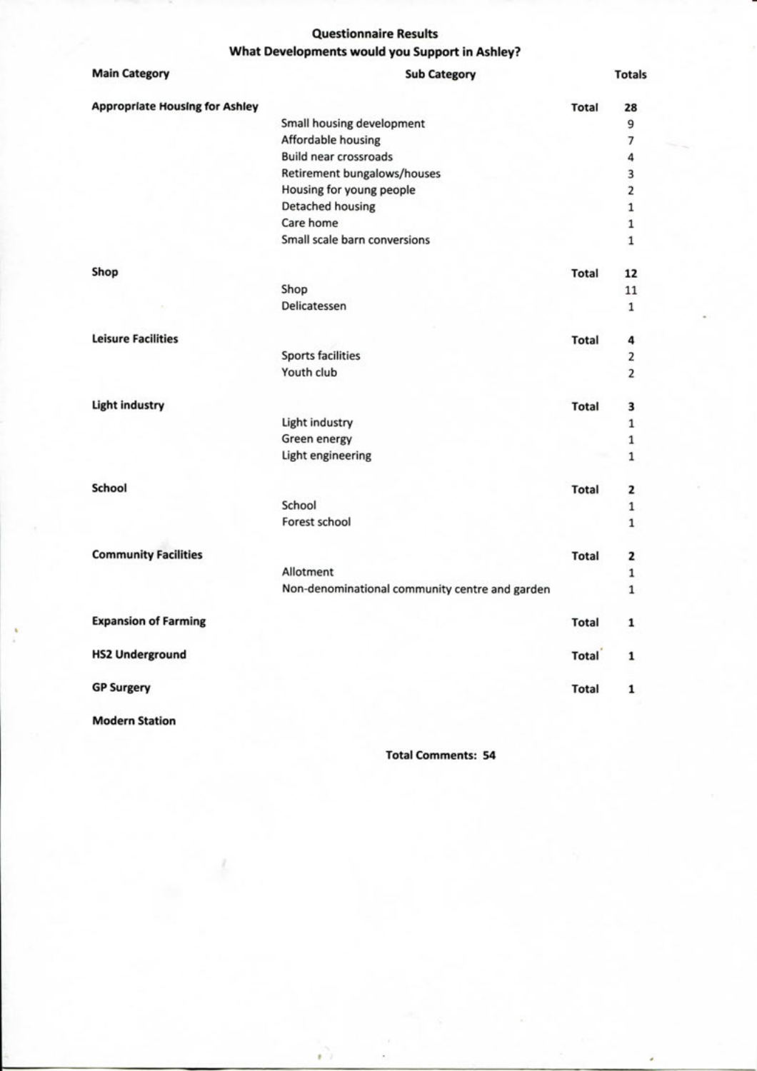**Questionnaire Results**

**What Developments would you Support in Ashley?**

| Main Category | Sub Category | | Totals |
|---|---|---|---|
| **Appropriate Housing for Ashley** | | **Total** | **28** |
| | Small housing development | | 9 |
| | Affordable housing | | 7 |
| | Build near crossroads | | 4 |
| | Retirement bungalows/houses | | 3 |
| | Housing for young people | | 2 |
| | Detached housing | | 1 |
| | Care home | | 1 |
| | Small scale barn conversions | | 1 |
| **Shop** | | **Total** | **12** |
| | Shop | | 11 |
| | Delicatessen | | 1 |
| **Leisure Facilities** | | **Total** | **4** |
| | Sports facilities | | 2 |
| | Youth club | | 2 |
| **Light industry** | | **Total** | **3** |
| | Light industry | | 1 |
| | Green energy | | 1 |
| | Light engineering | | 1 |
| **School** | | **Total** | **2** |
| | School | | 1 |
| | Forest school | | 1 |
| **Community Facilities** | | **Total** | **2** |
| | Allotment | | 1 |
| | Non-denominational community centre and garden | | 1 |
| **Expansion of Farming** | | **Total** | **1** |
| **HS2 Underground** | | **Total** | **1** |
| **GP Surgery** | | **Total** | **1** |
| **Modern Station** | | | |

**Total Comments: 54**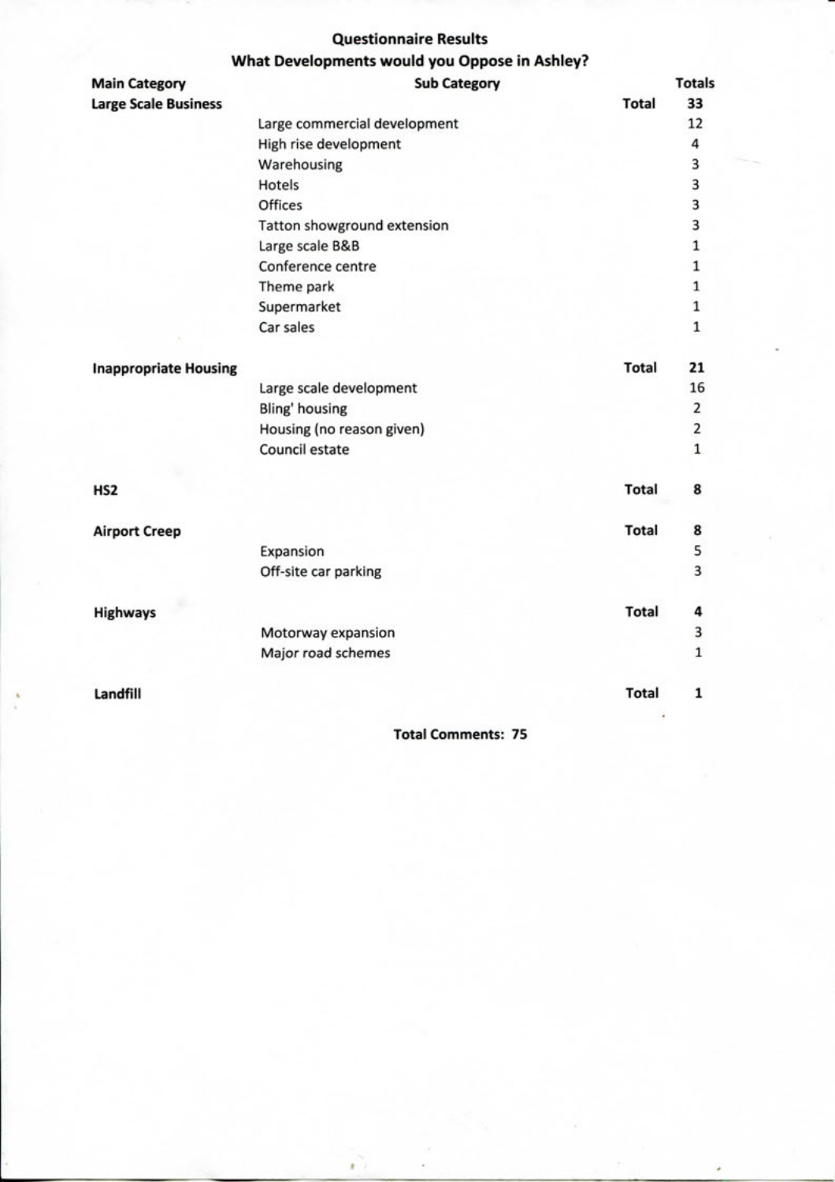## Questionnaire Results

## What Developments would you Oppose in Ashley?

| Main Category | Sub Category | | Totals |
|---|---|---|---|
| **Large Scale Business** | | **Total** | **33** |
| | Large commercial development | | 12 |
| | High rise development | | 4 |
| | Warehousing | | 3 |
| | Hotels | | 3 |
| | Offices | | 3 |
| | Tatton showground extension | | 3 |
| | Large scale B&B | | 1 |
| | Conference centre | | 1 |
| | Theme park | | 1 |
| | Supermarket | | 1 |
| | Car sales | | 1 |
| **Inappropriate Housing** | | **Total** | **21** |
| | Large scale development | | 16 |
| | Bling' housing | | 2 |
| | Housing (no reason given) | | 2 |
| | Council estate | | 1 |
| **HS2** | | **Total** | **8** |
| **Airport Creep** | | **Total** | **8** |
| | Expansion | | 5 |
| | Off-site car parking | | 3 |
| **Highways** | | **Total** | **4** |
| | Motorway expansion | | 3 |
| | Major road schemes | | 1 |
| **Landfill** | | **Total** | **1** |

**Total Comments: 75**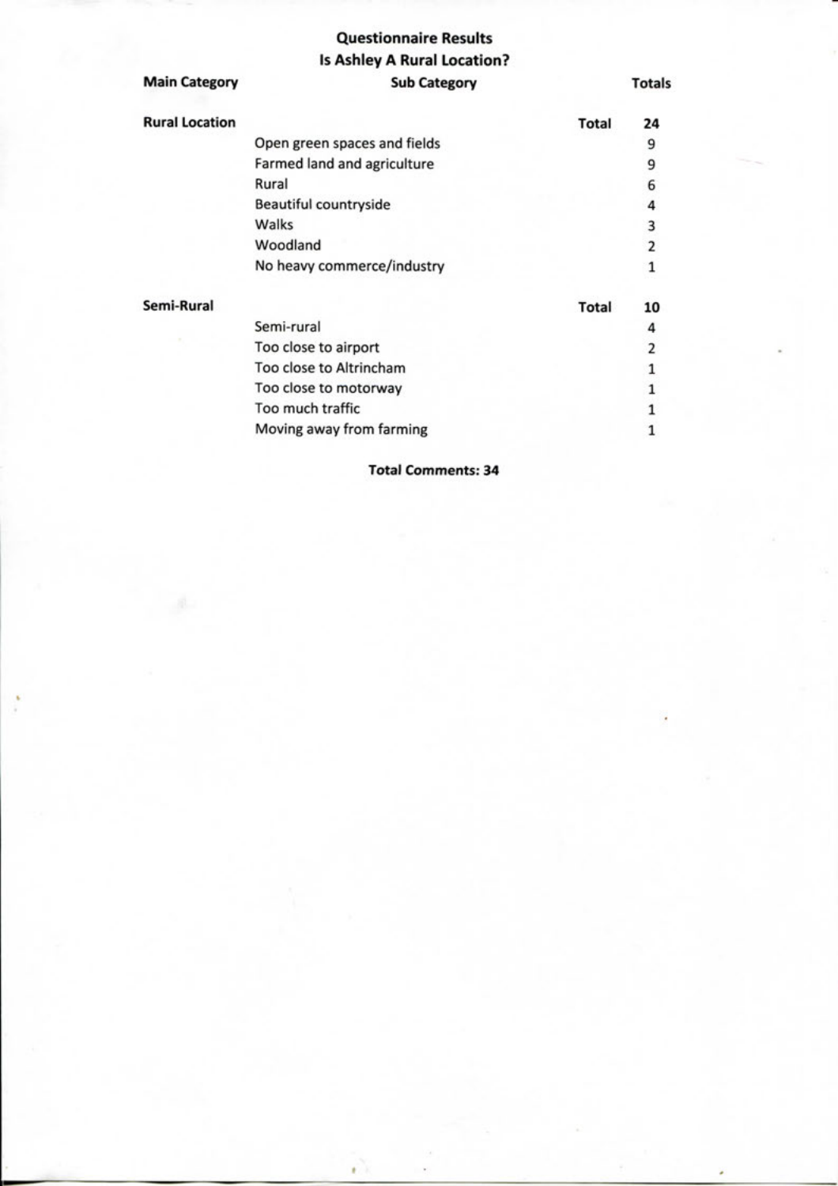## Questionnaire Results
## Is Ashley A Rural Location?

| Main Category | Sub Category | | Totals |
|---|---|---|---|
| **Rural Location** | | **Total** | **24** |
| | Open green spaces and fields | | 9 |
| | Farmed land and agriculture | | 9 |
| | Rural | | 6 |
| | Beautiful countryside | | 4 |
| | Walks | | 3 |
| | Woodland | | 2 |
| | No heavy commerce/industry | | 1 |
| **Semi-Rural** | | **Total** | **10** |
| | Semi-rural | | 4 |
| | Too close to airport | | 2 |
| | Too close to Altrincham | | 1 |
| | Too close to motorway | | 1 |
| | Too much traffic | | 1 |
| | Moving away from farming | | 1 |

**Total Comments: 34**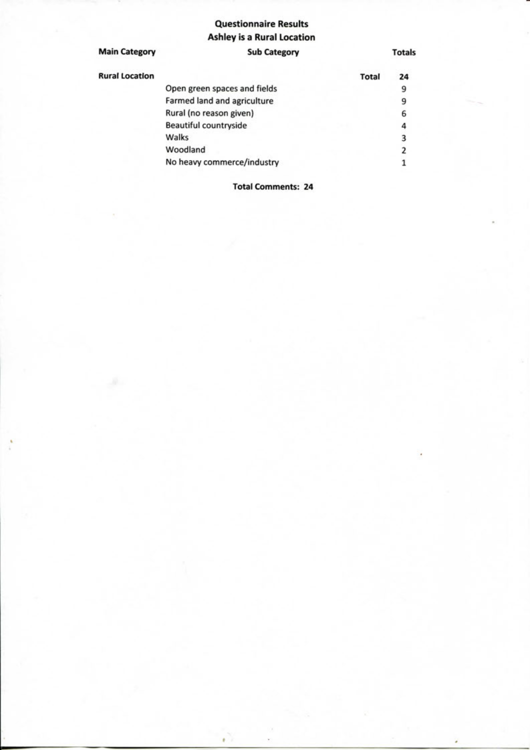**Questionnaire Results**

**Ashley is a Rural Location**

| Main Category | Sub Category | | Totals |
|---|---|---|---|
| **Rural Location** | | **Total** | **24** |
| | Open green spaces and fields | | 9 |
| | Farmed land and agriculture | | 9 |
| | Rural (no reason given) | | 6 |
| | Beautiful countryside | | 4 |
| | Walks | | 3 |
| | Woodland | | 2 |
| | No heavy commerce/industry | | 1 |

**Total Comments: 24**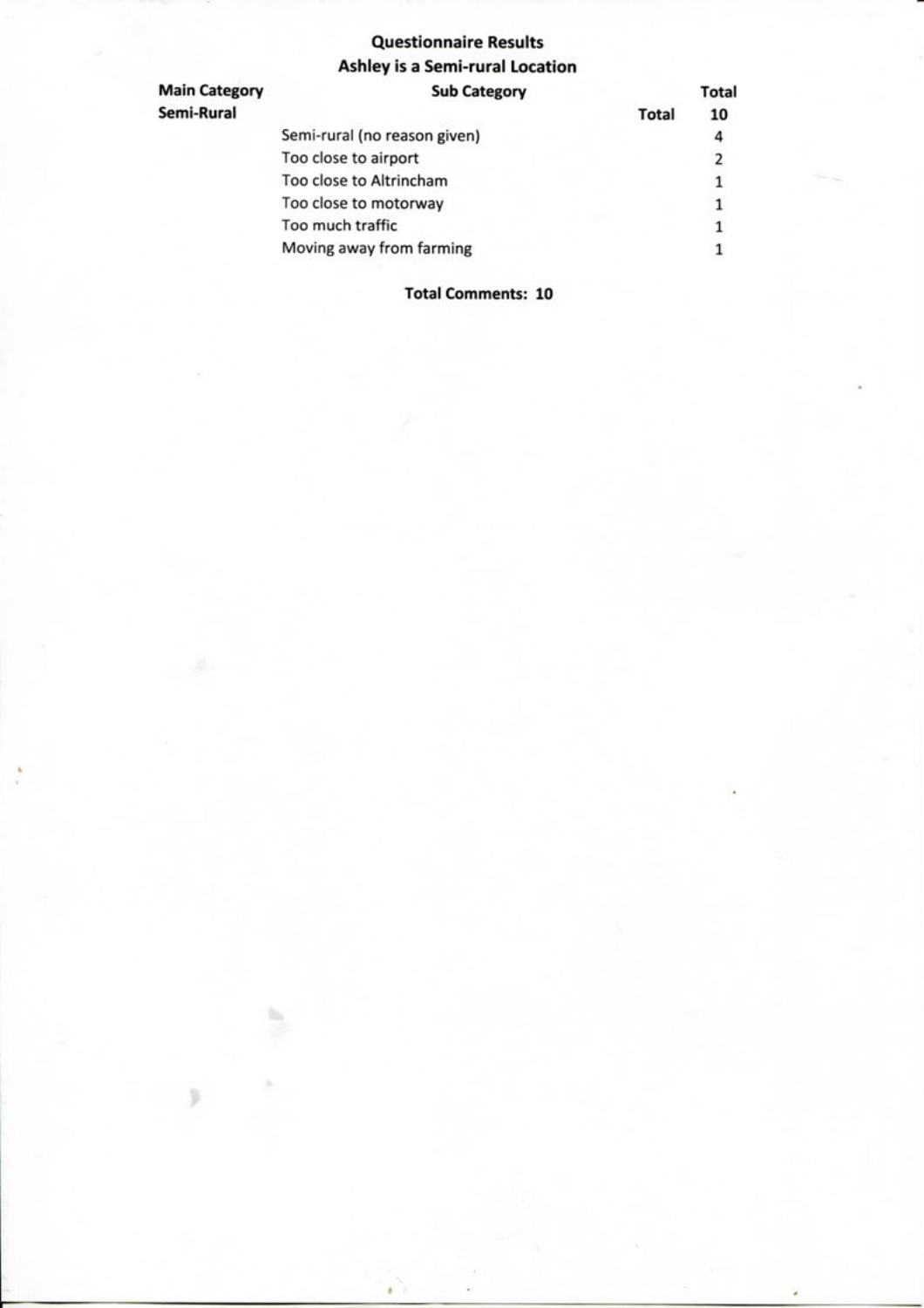## Questionnaire Results

### Ashley is a Semi-rural Location

| Main Category | Sub Category | | Total |
|---|---|---|---|
| **Semi-Rural** | | **Total** | **10** |
| | Semi-rural (no reason given) | | 4 |
| | Too close to airport | | 2 |
| | Too close to Altrincham | | 1 |
| | Too close to motorway | | 1 |
| | Too much traffic | | 1 |
| | Moving away from farming | | 1 |

**Total Comments: 10**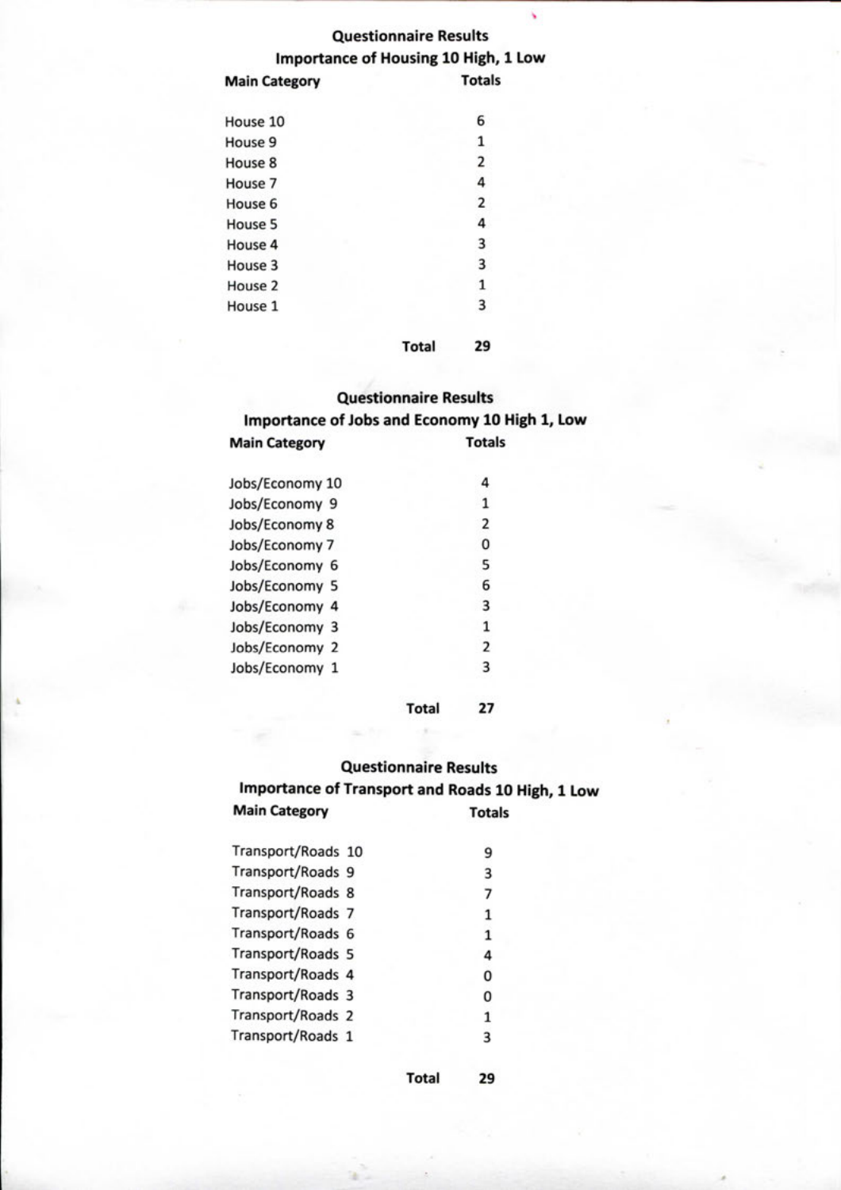## Questionnaire Results

### Importance of Housing 10 High, 1 Low

| Main Category | Totals |
|---|---|
| House 10 | 6 |
| House 9 | 1 |
| House 8 | 2 |
| House 7 | 4 |
| House 6 | 2 |
| House 5 | 4 |
| House 4 | 3 |
| House 3 | 3 |
| House 2 | 1 |
| House 1 | 3 |
| **Total** | **29** |

## Questionnaire Results

### Importance of Jobs and Economy 10 High 1, Low

| Main Category | Totals |
|---|---|
| Jobs/Economy 10 | 4 |
| Jobs/Economy 9 | 1 |
| Jobs/Economy 8 | 2 |
| Jobs/Economy 7 | 0 |
| Jobs/Economy 6 | 5 |
| Jobs/Economy 5 | 6 |
| Jobs/Economy 4 | 3 |
| Jobs/Economy 3 | 1 |
| Jobs/Economy 2 | 2 |
| Jobs/Economy 1 | 3 |
| **Total** | **27** |

## Questionnaire Results

### Importance of Transport and Roads 10 High, 1 Low

| Main Category | Totals |
|---|---|
| Transport/Roads 10 | 9 |
| Transport/Roads 9 | 3 |
| Transport/Roads 8 | 7 |
| Transport/Roads 7 | 1 |
| Transport/Roads 6 | 1 |
| Transport/Roads 5 | 4 |
| Transport/Roads 4 | 0 |
| Transport/Roads 3 | 0 |
| Transport/Roads 2 | 1 |
| Transport/Roads 1 | 3 |
| **Total** | **29** |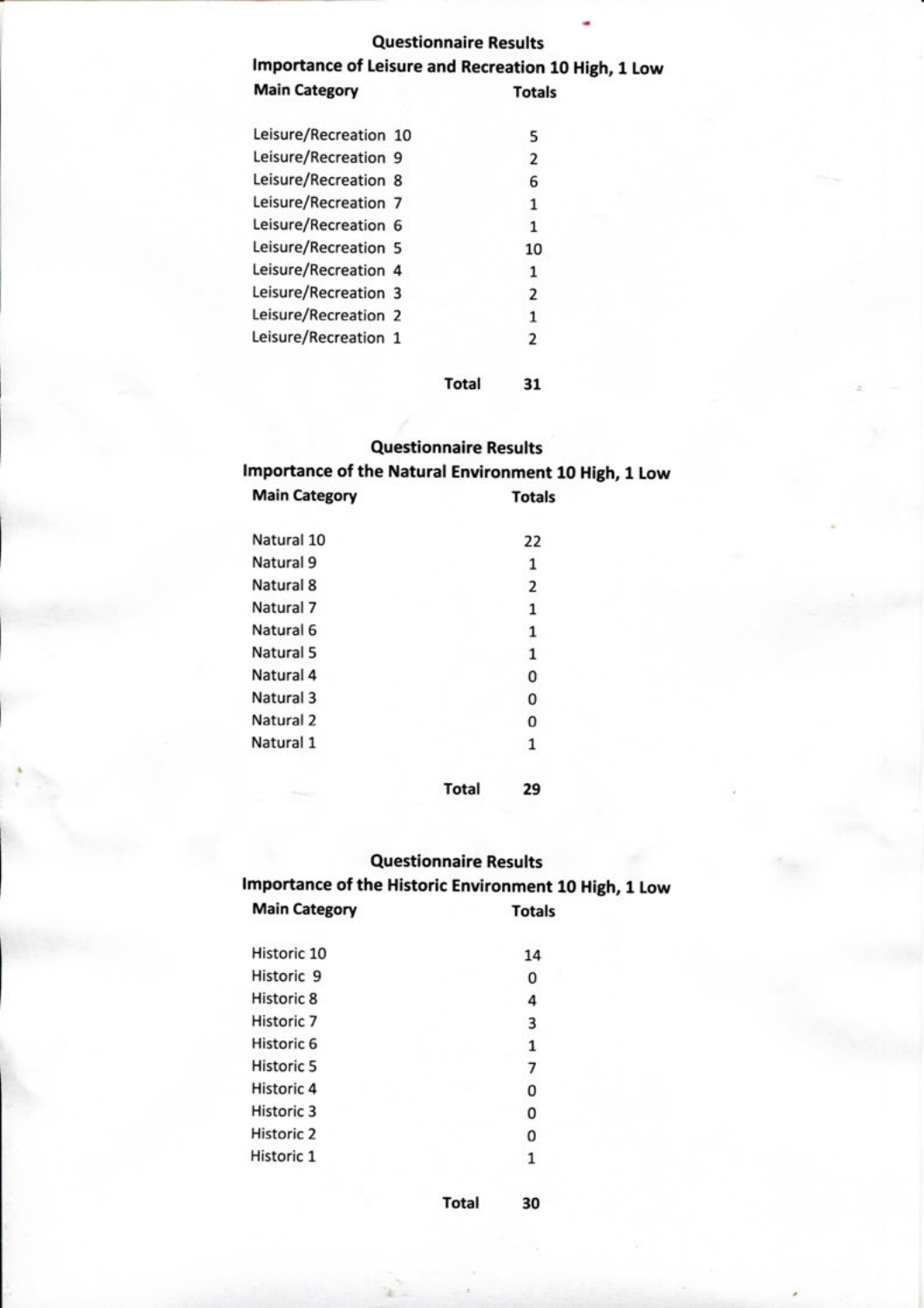## Questionnaire Results

### Importance of Leisure and Recreation 10 High, 1 Low

| Main Category | Totals |
|---|---|
| Leisure/Recreation 10 | 5 |
| Leisure/Recreation 9 | 2 |
| Leisure/Recreation 8 | 6 |
| Leisure/Recreation 7 | 1 |
| Leisure/Recreation 6 | 1 |
| Leisure/Recreation 5 | 10 |
| Leisure/Recreation 4 | 1 |
| Leisure/Recreation 3 | 2 |
| Leisure/Recreation 2 | 1 |
| Leisure/Recreation 1 | 2 |
| **Total** | **31** |

## Questionnaire Results

### Importance of the Natural Environment 10 High, 1 Low

| Main Category | Totals |
|---|---|
| Natural 10 | 22 |
| Natural 9 | 1 |
| Natural 8 | 2 |
| Natural 7 | 1 |
| Natural 6 | 1 |
| Natural 5 | 1 |
| Natural 4 | 0 |
| Natural 3 | 0 |
| Natural 2 | 0 |
| Natural 1 | 1 |
| **Total** | **29** |

## Questionnaire Results

### Importance of the Historic Environment 10 High, 1 Low

| Main Category | Totals |
|---|---|
| Historic 10 | 14 |
| Historic 9 | 0 |
| Historic 8 | 4 |
| Historic 7 | 3 |
| Historic 6 | 1 |
| Historic 5 | 7 |
| Historic 4 | 0 |
| Historic 3 | 0 |
| Historic 2 | 0 |
| Historic 1 | 1 |
| **Total** | **30** |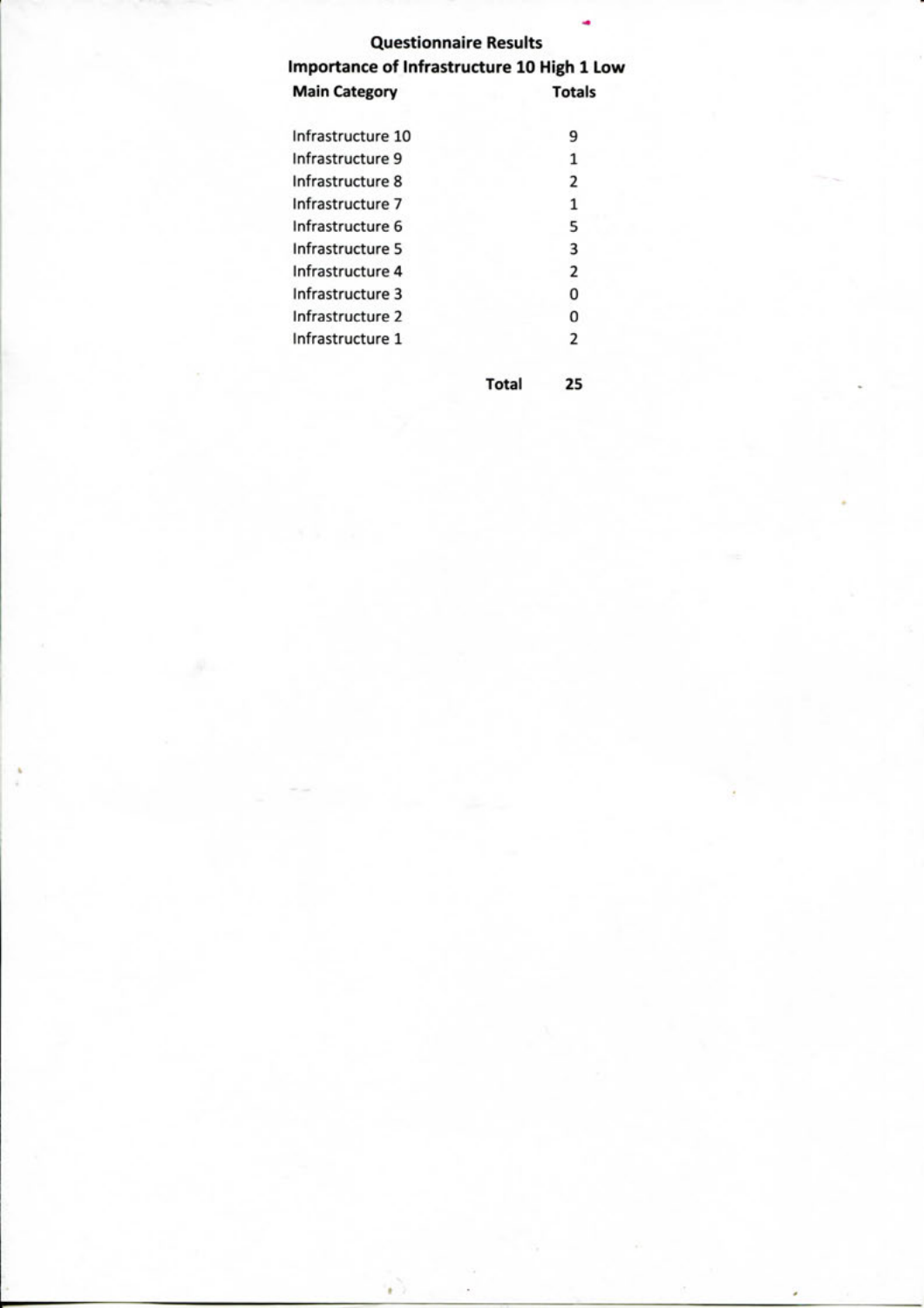**Questionnaire Results**

**Importance of Infrastructure 10 High 1 Low**

| Main Category | Totals |
|---|---|
| Infrastructure 10 | 9 |
| Infrastructure 9 | 1 |
| Infrastructure 8 | 2 |
| Infrastructure 7 | 1 |
| Infrastructure 6 | 5 |
| Infrastructure 5 | 3 |
| Infrastructure 4 | 2 |
| Infrastructure 3 | 0 |
| Infrastructure 2 | 0 |
| Infrastructure 1 | 2 |
| **Total** | **25** |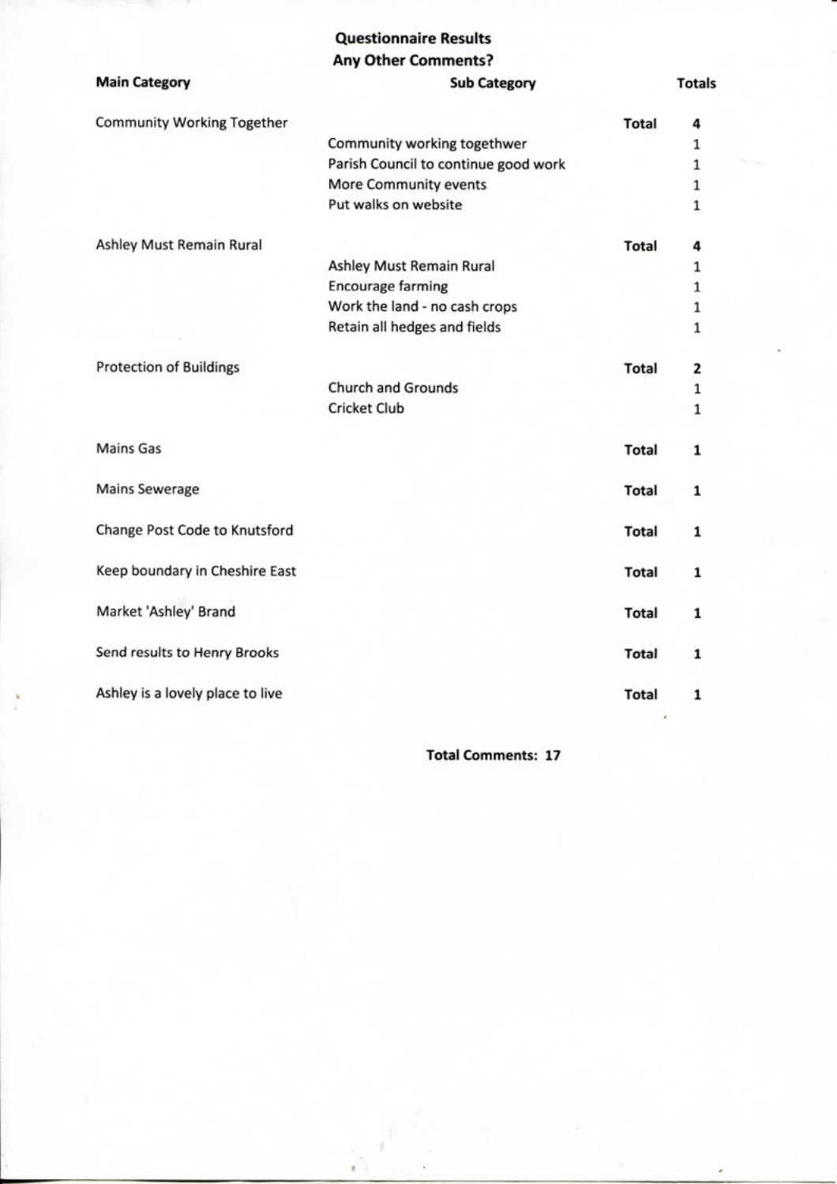## Questionnaire Results
## Any Other Comments?

| Main Category | Sub Category | | Totals |
|---|---|---|---|
| Community Working Together | | **Total** | **4** |
| | Community working togethwer | | 1 |
| | Parish Council to continue good work | | 1 |
| | More Community events | | 1 |
| | Put walks on website | | 1 |
| Ashley Must Remain Rural | | **Total** | **4** |
| | Ashley Must Remain Rural | | 1 |
| | Encourage farming | | 1 |
| | Work the land - no cash crops | | 1 |
| | Retain all hedges and fields | | 1 |
| Protection of Buildings | | **Total** | **2** |
| | Church and Grounds | | 1 |
| | Cricket Club | | 1 |
| Mains Gas | | **Total** | **1** |
| Mains Sewerage | | **Total** | **1** |
| Change Post Code to Knutsford | | **Total** | **1** |
| Keep boundary in Cheshire East | | **Total** | **1** |
| Market 'Ashley' Brand | | **Total** | **1** |
| Send results to Henry Brooks | | **Total** | **1** |
| Ashley is a lovely place to live | | **Total** | **1** |

**Total Comments: 17**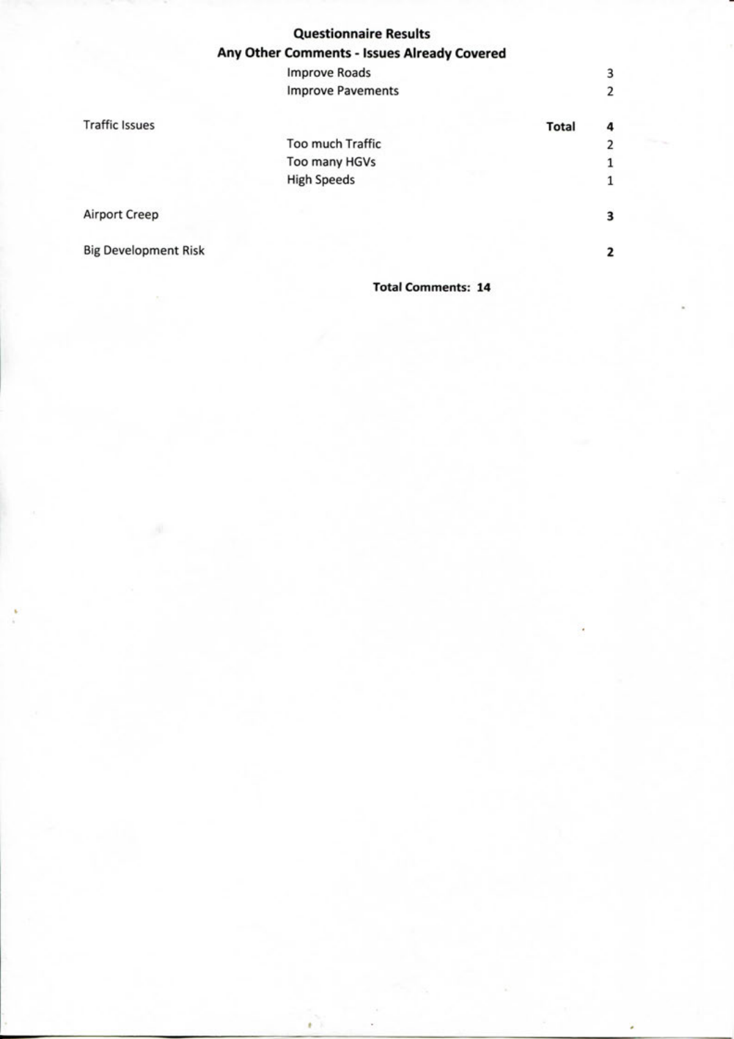## Questionnaire Results

### Any Other Comments - Issues Already Covered

| | | | |
|---|---|---|---|
| | Improve Roads | | 3 |
| | Improve Pavements | | 2 |
| Traffic Issues | | **Total** | **4** |
| | Too much Traffic | | 2 |
| | Too many HGVs | | 1 |
| | High Speeds | | 1 |
| Airport Creep | | | **3** |
| Big Development Risk | | | **2** |

**Total Comments: 14**